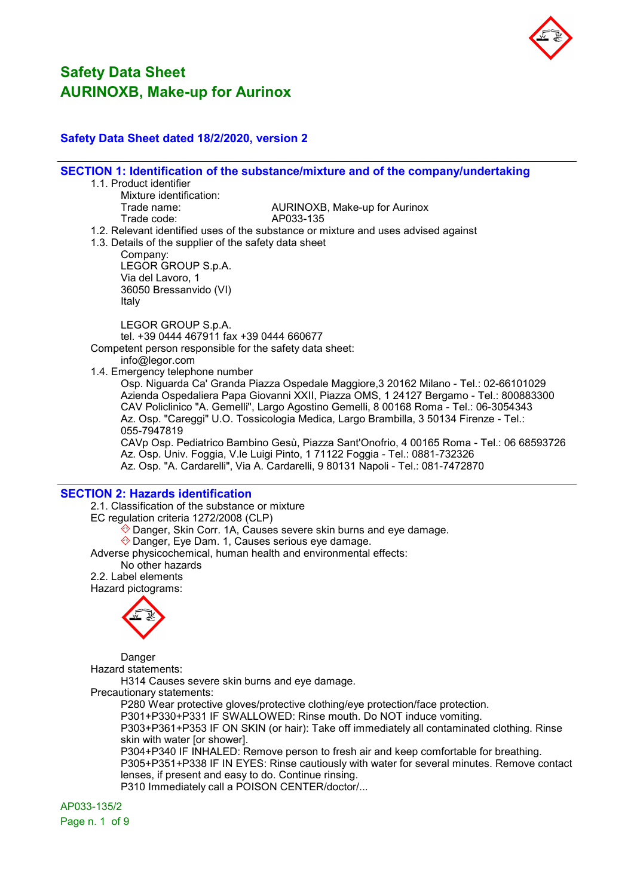# Safety Data Sheet
# AURINOXB, Make-up for Aurinox

**Safety Data Sheet dated 18/2/2020, version 2**

## SECTION 1: Identification of the substance/mixture and of the company/undertaking

1.1. Product identifier

Mixture identification:

Trade name: AURINOXB, Make-up for Aurinox

Trade code: AP033-135

1.2. Relevant identified uses of the substance or mixture and uses advised against

1.3. Details of the supplier of the safety data sheet

Company:
LEGOR GROUP S.p.A.
Via del Lavoro, 1
36050 Bressanvido (VI)
Italy

LEGOR GROUP S.p.A.
tel. +39 0444 467911 fax +39 0444 660677

Competent person responsible for the safety data sheet:
info@legor.com

1.4. Emergency telephone number

Osp. Niguarda Ca' Granda Piazza Ospedale Maggiore,3 20162 Milano - Tel.: 02-66101029
Azienda Ospedaliera Papa Giovanni XXII, Piazza OMS, 1 24127 Bergamo - Tel.: 800883300
CAV Policlinico "A. Gemelli", Largo Agostino Gemelli, 8 00168 Roma - Tel.: 06-3054343
Az. Osp. "Careggi" U.O. Tossicologia Medica, Largo Brambilla, 3 50134 Firenze - Tel.: 055-7947819
CAVp Osp. Pediatrico Bambino Gesù, Piazza Sant'Onofrio, 4 00165 Roma - Tel.: 06 68593726
Az. Osp. Univ. Foggia, V.le Luigi Pinto, 1 71122 Foggia - Tel.: 0881-732326
Az. Osp. "A. Cardarelli", Via A. Cardarelli, 9 80131 Napoli - Tel.: 081-7472870

## SECTION 2: Hazards identification

2.1. Classification of the substance or mixture

EC regulation criteria 1272/2008 (CLP)

- Danger, Skin Corr. 1A, Causes severe skin burns and eye damage.
- Danger, Eye Dam. 1, Causes serious eye damage.

Adverse physicochemical, human health and environmental effects:

No other hazards

2.2. Label elements

Hazard pictograms:

Danger

Hazard statements:

H314 Causes severe skin burns and eye damage.

Precautionary statements:

P280 Wear protective gloves/protective clothing/eye protection/face protection.
P301+P330+P331 IF SWALLOWED: Rinse mouth. Do NOT induce vomiting.
P303+P361+P353 IF ON SKIN (or hair): Take off immediately all contaminated clothing. Rinse skin with water [or shower].
P304+P340 IF INHALED: Remove person to fresh air and keep comfortable for breathing.
P305+P351+P338 IF IN EYES: Rinse cautiously with water for several minutes. Remove contact lenses, if present and easy to do. Continue rinsing.
P310 Immediately call a POISON CENTER/doctor/...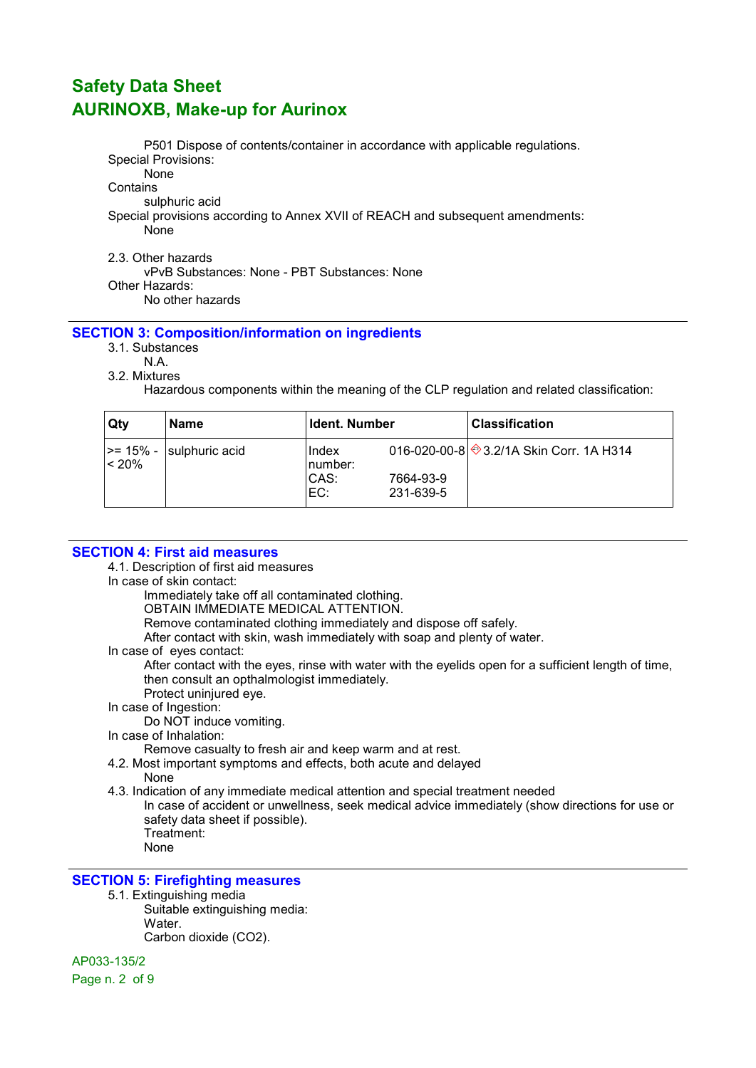P501 Dispose of contents/container in accordance with applicable regulations.

Special Provisions:

None

Contains

sulphuric acid

Special provisions according to Annex XVII of REACH and subsequent amendments:

None

2.3. Other hazards

vPvB Substances: None - PBT Substances: None

Other Hazards:

No other hazards

## SECTION 3: Composition/information on ingredients

3.1. Substances

N.A.

3.2. Mixtures

Hazardous components within the meaning of the CLP regulation and related classification:

| Qty | Name | Ident. Number | | Classification |
|---|---|---|---|---|
| >= 15% - < 20% | sulphuric acid | Index number: | 016-020-00-8 | 3.2/1A Skin Corr. 1A H314 |
| | | CAS: | 7664-93-9 | |
| | | EC: | 231-639-5 | |

## SECTION 4: First aid measures

4.1. Description of first aid measures

In case of skin contact:

Immediately take off all contaminated clothing.
OBTAIN IMMEDIATE MEDICAL ATTENTION.
Remove contaminated clothing immediately and dispose off safely.
After contact with skin, wash immediately with soap and plenty of water.

In case of eyes contact:

After contact with the eyes, rinse with water with the eyelids open for a sufficient length of time, then consult an opthalmologist immediately.
Protect uninjured eye.

In case of Ingestion:

Do NOT induce vomiting.

In case of Inhalation:

Remove casualty to fresh air and keep warm and at rest.

4.2. Most important symptoms and effects, both acute and delayed

None

4.3. Indication of any immediate medical attention and special treatment needed

In case of accident or unwellness, seek medical advice immediately (show directions for use or safety data sheet if possible).

Treatment:

None

## SECTION 5: Firefighting measures

5.1. Extinguishing media

Suitable extinguishing media:

Water.
Carbon dioxide ($CO_2$).

AP033-135/2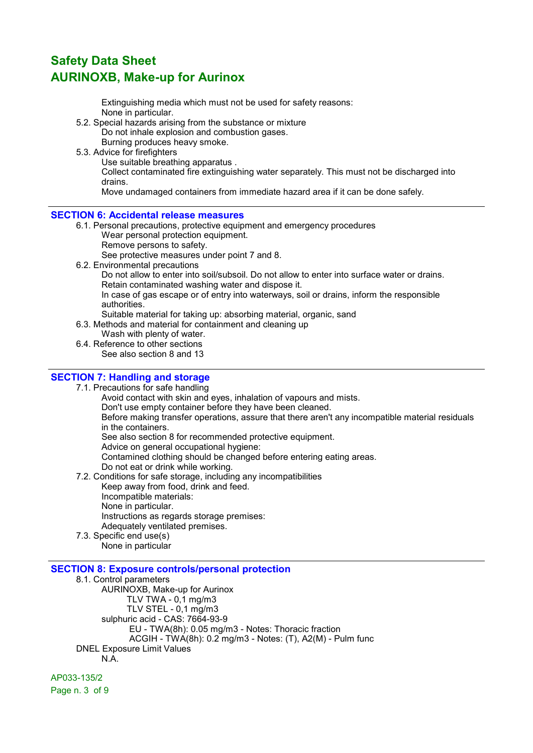Extinguishing media which must not be used for safety reasons:
None in particular.

5.2. Special hazards arising from the substance or mixture
Do not inhale explosion and combustion gases.
Burning produces heavy smoke.

5.3. Advice for firefighters
Use suitable breathing apparatus .
Collect contaminated fire extinguishing water separately. This must not be discharged into drains.
Move undamaged containers from immediate hazard area if it can be done safely.

## SECTION 6: Accidental release measures

6.1. Personal precautions, protective equipment and emergency procedures
Wear personal protection equipment.
Remove persons to safety.
See protective measures under point 7 and 8.

6.2. Environmental precautions
Do not allow to enter into soil/subsoil. Do not allow to enter into surface water or drains.
Retain contaminated washing water and dispose it.
In case of gas escape or of entry into waterways, soil or drains, inform the responsible authorities.
Suitable material for taking up: absorbing material, organic, sand

6.3. Methods and material for containment and cleaning up
Wash with plenty of water.

6.4. Reference to other sections
See also section 8 and 13

## SECTION 7: Handling and storage

7.1. Precautions for safe handling
Avoid contact with skin and eyes, inhalation of vapours and mists.
Don't use empty container before they have been cleaned.
Before making transfer operations, assure that there aren't any incompatible material residuals in the containers.
See also section 8 for recommended protective equipment.
Advice on general occupational hygiene:
Contamined clothing should be changed before entering eating areas.
Do not eat or drink while working.

7.2. Conditions for safe storage, including any incompatibilities
Keep away from food, drink and feed.
Incompatible materials:
None in particular.
Instructions as regards storage premises:
Adequately ventilated premises.

7.3. Specific end use(s)
None in particular

## SECTION 8: Exposure controls/personal protection

8.1. Control parameters
AURINOXB, Make-up for Aurinox
TLV TWA - 0,1 mg/m3
TLV STEL - 0,1 mg/m3
sulphuric acid - CAS: 7664-93-9
EU - TWA(8h): 0.05 mg/m3 - Notes: Thoracic fraction
ACGIH - TWA(8h): 0.2 mg/m3 - Notes: (T), A2(M) - Pulm func

DNEL Exposure Limit Values
N.A.

AP033-135/2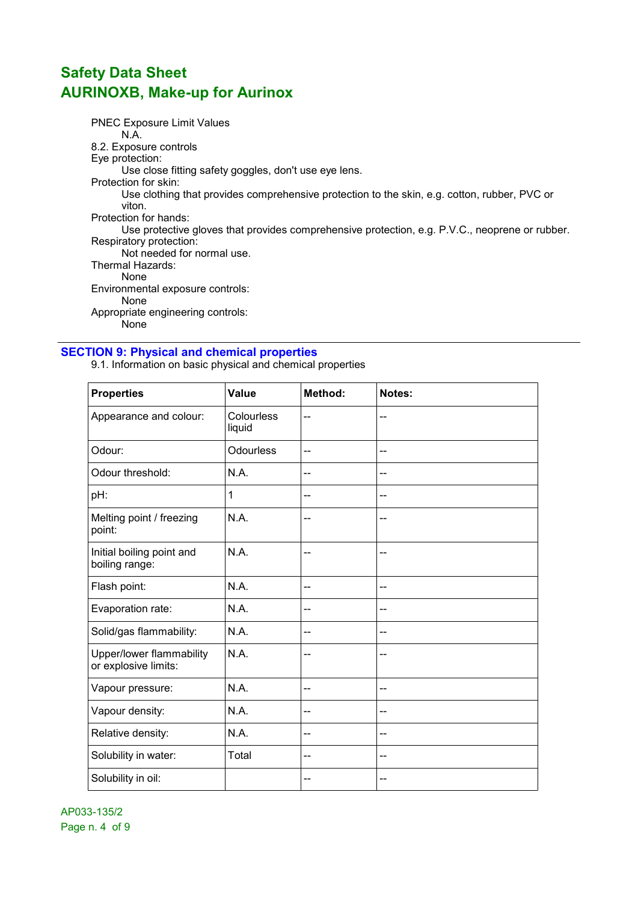PNEC Exposure Limit Values

N.A.

8.2. Exposure controls

Eye protection:

Use close fitting safety goggles, don't use eye lens.

Protection for skin:

Use clothing that provides comprehensive protection to the skin, e.g. cotton, rubber, PVC or viton.

Protection for hands:

Use protective gloves that provides comprehensive protection, e.g. P.V.C., neoprene or rubber.

Respiratory protection:

Not needed for normal use.

Thermal Hazards:

None

Environmental exposure controls:

None

Appropriate engineering controls:

None

## SECTION 9: Physical and chemical properties

9.1. Information on basic physical and chemical properties

| Properties | Value | Method: | Notes: |
|---|---|---|---|
| Appearance and colour: | Colourless liquid | -- | -- |
| Odour: | Odourless | -- | -- |
| Odour threshold: | N.A. | -- | -- |
| pH: | 1 | -- | -- |
| Melting point / freezing point: | N.A. | -- | -- |
| Initial boiling point and boiling range: | N.A. | -- | -- |
| Flash point: | N.A. | -- | -- |
| Evaporation rate: | N.A. | -- | -- |
| Solid/gas flammability: | N.A. | -- | -- |
| Upper/lower flammability or explosive limits: | N.A. | -- | -- |
| Vapour pressure: | N.A. | -- | -- |
| Vapour density: | N.A. | -- | -- |
| Relative density: | N.A. | -- | -- |
| Solubility in water: | Total | -- | -- |
| Solubility in oil: | | -- | -- |

AP033-135/2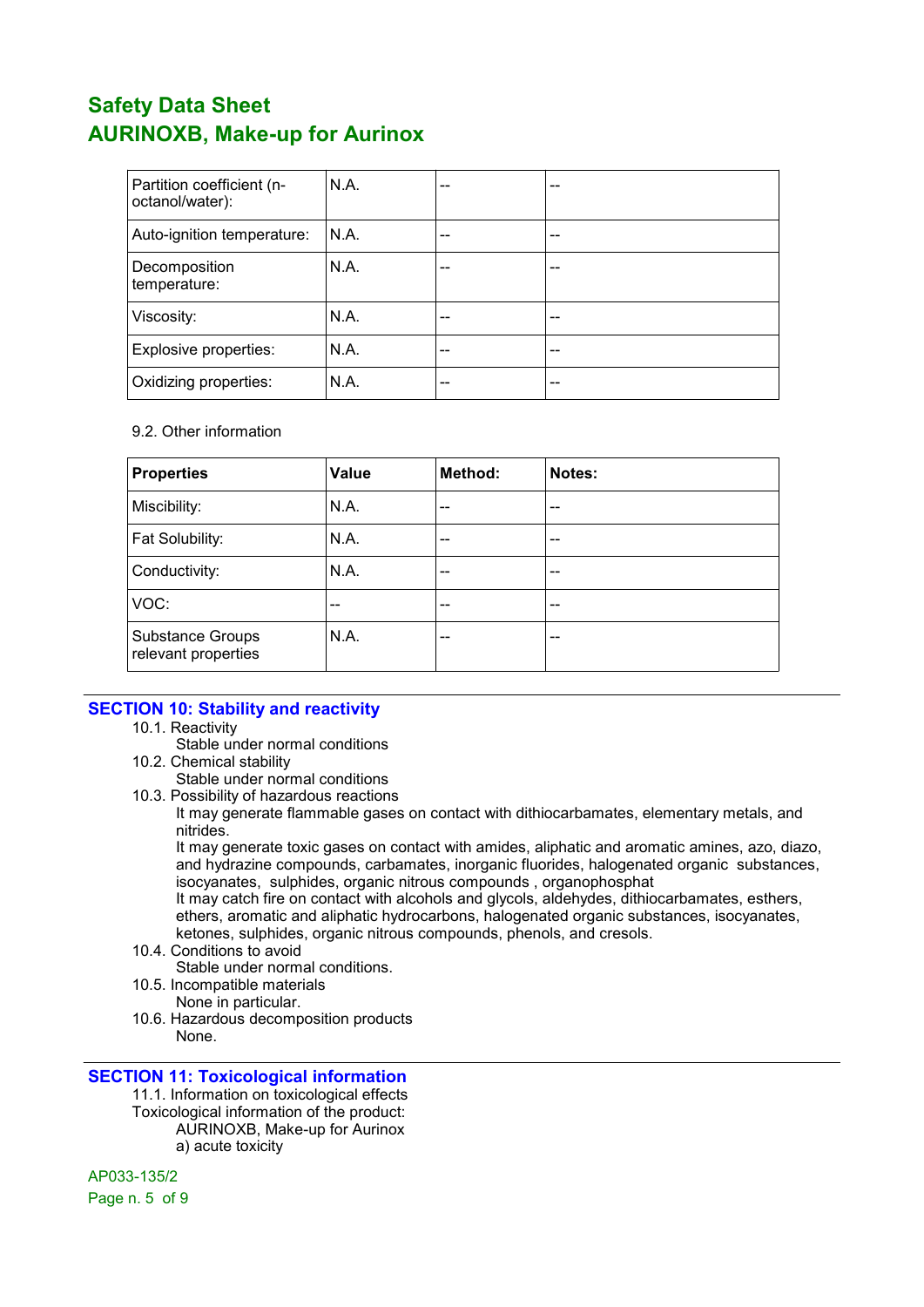| | | | |
|---|---|---|---|
| Partition coefficient (n-octanol/water): | N.A. | -- | -- |
| Auto-ignition temperature: | N.A. | -- | -- |
| Decomposition temperature: | N.A. | -- | -- |
| Viscosity: | N.A. | -- | -- |
| Explosive properties: | N.A. | -- | -- |
| Oxidizing properties: | N.A. | -- | -- |

9.2. Other information

| Properties | Value | Method: | Notes: |
|---|---|---|---|
| Miscibility: | N.A. | -- | -- |
| Fat Solubility: | N.A. | -- | -- |
| Conductivity: | N.A. | -- | -- |
| VOC: | -- | -- | -- |
| Substance Groups relevant properties | N.A. | -- | -- |

## SECTION 10: Stability and reactivity

10.1. Reactivity

Stable under normal conditions

10.2. Chemical stability

Stable under normal conditions

10.3. Possibility of hazardous reactions

It may generate flammable gases on contact with dithiocarbamates, elementary metals, and nitrides.

It may generate toxic gases on contact with amides, aliphatic and aromatic amines, azo, diazo, and hydrazine compounds, carbamates, inorganic fluorides, halogenated organic substances, isocyanates, sulphides, organic nitrous compounds , organophosphat

It may catch fire on contact with alcohols and glycols, aldehydes, dithiocarbamates, esthers, ethers, aromatic and aliphatic hydrocarbons, halogenated organic substances, isocyanates, ketones, sulphides, organic nitrous compounds, phenols, and cresols.

10.4. Conditions to avoid

Stable under normal conditions.

10.5. Incompatible materials

None in particular.

10.6. Hazardous decomposition products

None.

## SECTION 11: Toxicological information

11.1. Information on toxicological effects

Toxicological information of the product:

AURINOXB, Make-up for Aurinox

a) acute toxicity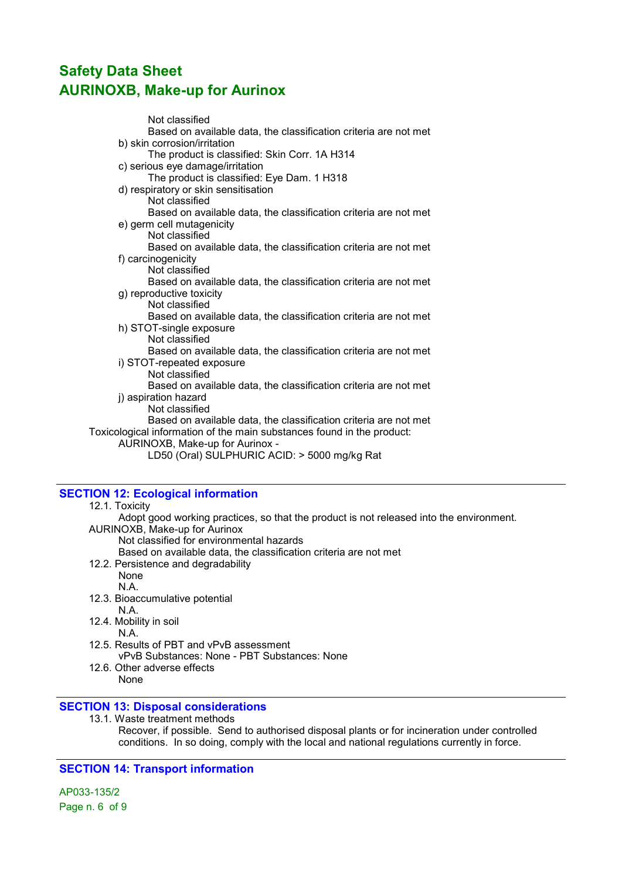Not classified
Based on available data, the classification criteria are not met

b) skin corrosion/irritation
The product is classified: Skin Corr. 1A H314

c) serious eye damage/irritation
The product is classified: Eye Dam. 1 H318

d) respiratory or skin sensitisation
Not classified
Based on available data, the classification criteria are not met

e) germ cell mutagenicity
Not classified
Based on available data, the classification criteria are not met

f) carcinogenicity
Not classified
Based on available data, the classification criteria are not met

g) reproductive toxicity
Not classified
Based on available data, the classification criteria are not met

h) STOT-single exposure
Not classified
Based on available data, the classification criteria are not met

i) STOT-repeated exposure
Not classified
Based on available data, the classification criteria are not met

j) aspiration hazard
Not classified
Based on available data, the classification criteria are not met

Toxicological information of the main substances found in the product:

AURINOXB, Make-up for Aurinox -
LD50 (Oral) SULPHURIC ACID: > 5000 mg/kg Rat

## SECTION 12: Ecological information

12.1. Toxicity
Adopt good working practices, so that the product is not released into the environment.

AURINOXB, Make-up for Aurinox
Not classified for environmental hazards
Based on available data, the classification criteria are not met

12.2. Persistence and degradability
None
N.A.

12.3. Bioaccumulative potential
N.A.

12.4. Mobility in soil
N.A.

12.5. Results of PBT and vPvB assessment
vPvB Substances: None - PBT Substances: None

12.6. Other adverse effects
None

## SECTION 13: Disposal considerations

13.1. Waste treatment methods
Recover, if possible. Send to authorised disposal plants or for incineration under controlled conditions. In so doing, comply with the local and national regulations currently in force.

## SECTION 14: Transport information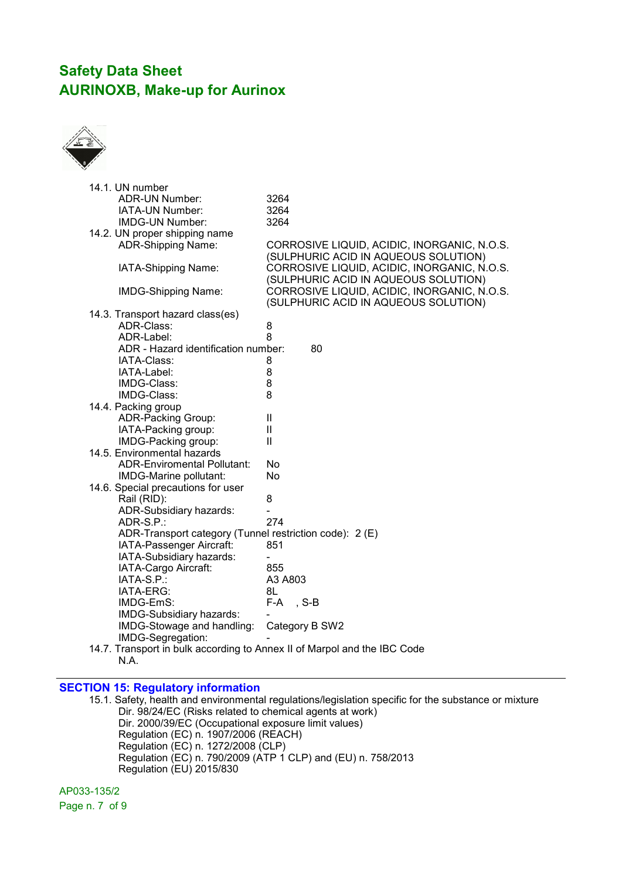14.1. UN number

| | |
|---|---|
| ADR-UN Number: | 3264 |
| IATA-UN Number: | 3264 |
| IMDG-UN Number: | 3264 |

14.2. UN proper shipping name

| | |
|---|---|
| ADR-Shipping Name: | CORROSIVE LIQUID, ACIDIC, INORGANIC, N.O.S. (SULPHURIC ACID IN AQUEOUS SOLUTION) |
| IATA-Shipping Name: | CORROSIVE LIQUID, ACIDIC, INORGANIC, N.O.S. (SULPHURIC ACID IN AQUEOUS SOLUTION) |
| IMDG-Shipping Name: | CORROSIVE LIQUID, ACIDIC, INORGANIC, N.O.S. (SULPHURIC ACID IN AQUEOUS SOLUTION) |

14.3. Transport hazard class(es)

| | |
|---|---|
| ADR-Class: | 8 |
| ADR-Label: | 8 |
| ADR - Hazard identification number: | 80 |
| IATA-Class: | 8 |
| IATA-Label: | 8 |
| IMDG-Class: | 8 |
| IMDG-Class: | 8 |

14.4. Packing group

| | |
|---|---|
| ADR-Packing Group: | II |
| IATA-Packing group: | II |
| IMDG-Packing group: | II |

14.5. Environmental hazards

| | |
|---|---|
| ADR-Enviromental Pollutant: | No |
| IMDG-Marine pollutant: | No |

14.6. Special precautions for user

| | |
|---|---|
| Rail (RID): | 8 |
| ADR-Subsidiary hazards: | - |
| ADR-S.P.: | 274 |
| ADR-Transport category (Tunnel restriction code): | 2 (E) |
| IATA-Passenger Aircraft: | 851 |
| IATA-Subsidiary hazards: | - |
| IATA-Cargo Aircraft: | 855 |
| IATA-S.P.: | A3 A803 |
| IATA-ERG: | 8L |
| IMDG-EmS: | F-A , S-B |
| IMDG-Subsidiary hazards: | - |
| IMDG-Stowage and handling: | Category B SW2 |
| IMDG-Segregation: | - |

14.7. Transport in bulk according to Annex II of Marpol and the IBC Code

N.A.

## SECTION 15: Regulatory information

15.1. Safety, health and environmental regulations/legislation specific for the substance or mixture

Dir. 98/24/EC (Risks related to chemical agents at work)
Dir. 2000/39/EC (Occupational exposure limit values)
Regulation (EC) n. 1907/2006 (REACH)
Regulation (EC) n. 1272/2008 (CLP)
Regulation (EC) n. 790/2009 (ATP 1 CLP) and (EU) n. 758/2013
Regulation (EU) 2015/830

AP033-135/2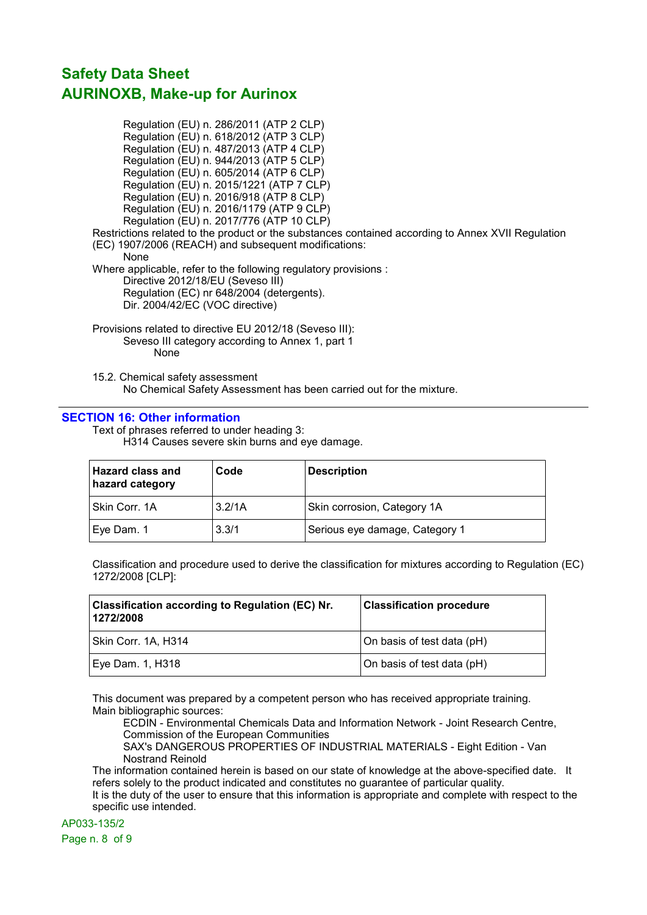Regulation (EU) n. 286/2011 (ATP 2 CLP)
Regulation (EU) n. 618/2012 (ATP 3 CLP)
Regulation (EU) n. 487/2013 (ATP 4 CLP)
Regulation (EU) n. 944/2013 (ATP 5 CLP)
Regulation (EU) n. 605/2014 (ATP 6 CLP)
Regulation (EU) n. 2015/1221 (ATP 7 CLP)
Regulation (EU) n. 2016/918 (ATP 8 CLP)
Regulation (EU) n. 2016/1179 (ATP 9 CLP)
Regulation (EU) n. 2017/776 (ATP 10 CLP)

Restrictions related to the product or the substances contained according to Annex XVII Regulation (EC) 1907/2006 (REACH) and subsequent modifications:

None

Where applicable, refer to the following regulatory provisions :

Directive 2012/18/EU (Seveso III)
Regulation (EC) nr 648/2004 (detergents).
Dir. 2004/42/EC (VOC directive)

Provisions related to directive EU 2012/18 (Seveso III):

Seveso III category according to Annex 1, part 1

None

15.2. Chemical safety assessment

No Chemical Safety Assessment has been carried out for the mixture.

## SECTION 16: Other information

Text of phrases referred to under heading 3:

H314 Causes severe skin burns and eye damage.

| Hazard class and hazard category | Code | Description |
|---|---|---|
| Skin Corr. 1A | 3.2/1A | Skin corrosion, Category 1A |
| Eye Dam. 1 | 3.3/1 | Serious eye damage, Category 1 |

Classification and procedure used to derive the classification for mixtures according to Regulation (EC) 1272/2008 [CLP]:

| Classification according to Regulation (EC) Nr. 1272/2008 | Classification procedure |
|---|---|
| Skin Corr. 1A, H314 | On basis of test data (pH) |
| Eye Dam. 1, H318 | On basis of test data (pH) |

This document was prepared by a competent person who has received appropriate training.
Main bibliographic sources:

ECDIN - Environmental Chemicals Data and Information Network - Joint Research Centre, Commission of the European Communities
SAX's DANGEROUS PROPERTIES OF INDUSTRIAL MATERIALS - Eight Edition - Van Nostrand Reinold

The information contained herein is based on our state of knowledge at the above-specified date. It refers solely to the product indicated and constitutes no guarantee of particular quality.
It is the duty of the user to ensure that this information is appropriate and complete with respect to the specific use intended.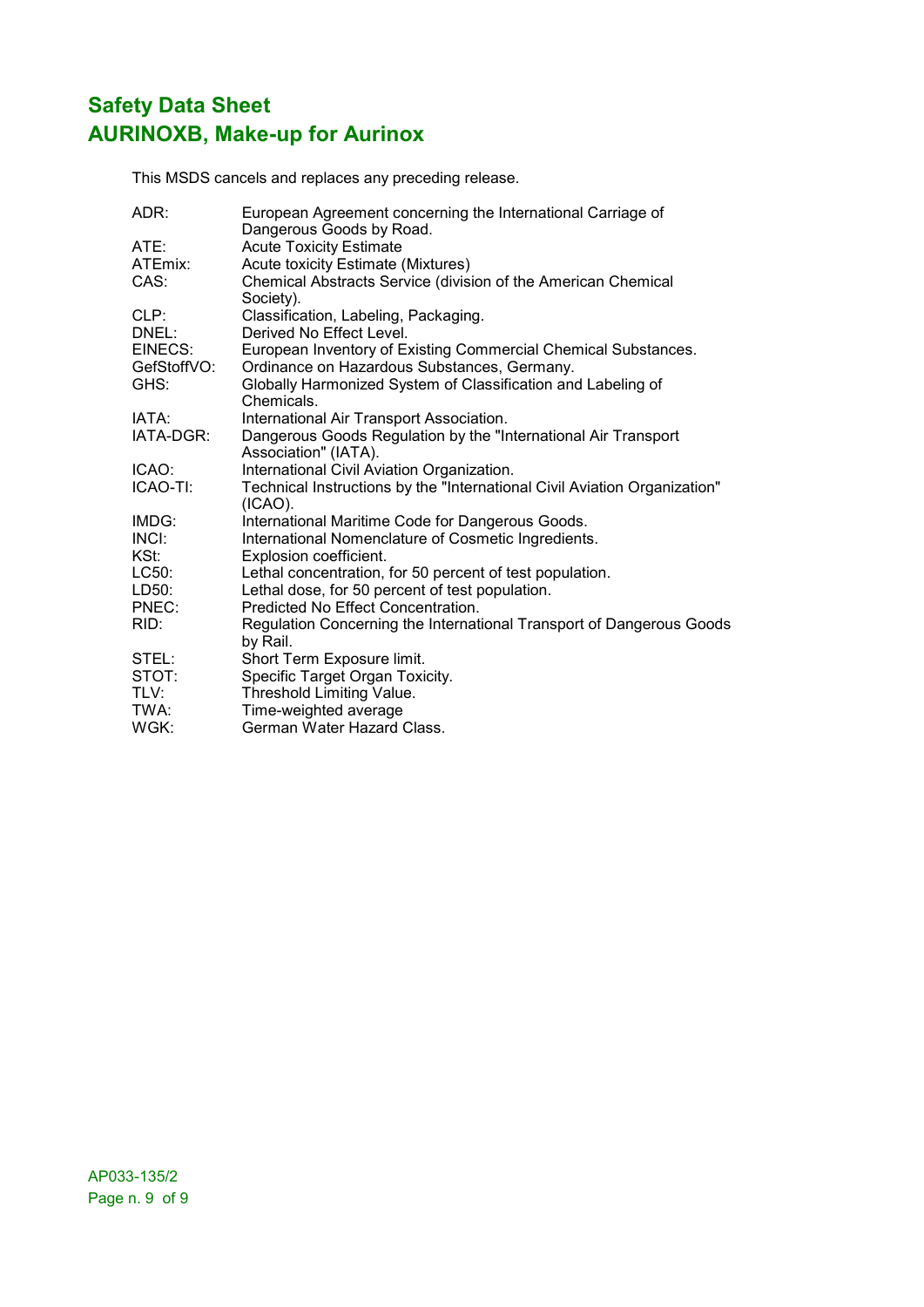# Safety Data Sheet
# AURINOXB, Make-up for Aurinox

This MSDS cancels and replaces any preceding release.

| | |
|---|---|
| ADR: | European Agreement concerning the International Carriage of Dangerous Goods by Road. |
| ATE: | Acute Toxicity Estimate |
| ATEmix: | Acute toxicity Estimate (Mixtures) |
| CAS: | Chemical Abstracts Service (division of the American Chemical Society). |
| CLP: | Classification, Labeling, Packaging. |
| DNEL: | Derived No Effect Level. |
| EINECS: | European Inventory of Existing Commercial Chemical Substances. |
| GefStoffVO: | Ordinance on Hazardous Substances, Germany. |
| GHS: | Globally Harmonized System of Classification and Labeling of Chemicals. |
| IATA: | International Air Transport Association. |
| IATA-DGR: | Dangerous Goods Regulation by the "International Air Transport Association" (IATA). |
| ICAO: | International Civil Aviation Organization. |
| ICAO-TI: | Technical Instructions by the "International Civil Aviation Organization" (ICAO). |
| IMDG: | International Maritime Code for Dangerous Goods. |
| INCI: | International Nomenclature of Cosmetic Ingredients. |
| KSt: | Explosion coefficient. |
| LC50: | Lethal concentration, for 50 percent of test population. |
| LD50: | Lethal dose, for 50 percent of test population. |
| PNEC: | Predicted No Effect Concentration. |
| RID: | Regulation Concerning the International Transport of Dangerous Goods by Rail. |
| STEL: | Short Term Exposure limit. |
| STOT: | Specific Target Organ Toxicity. |
| TLV: | Threshold Limiting Value. |
| TWA: | Time-weighted average |
| WGK: | German Water Hazard Class. |

AP033-135/2